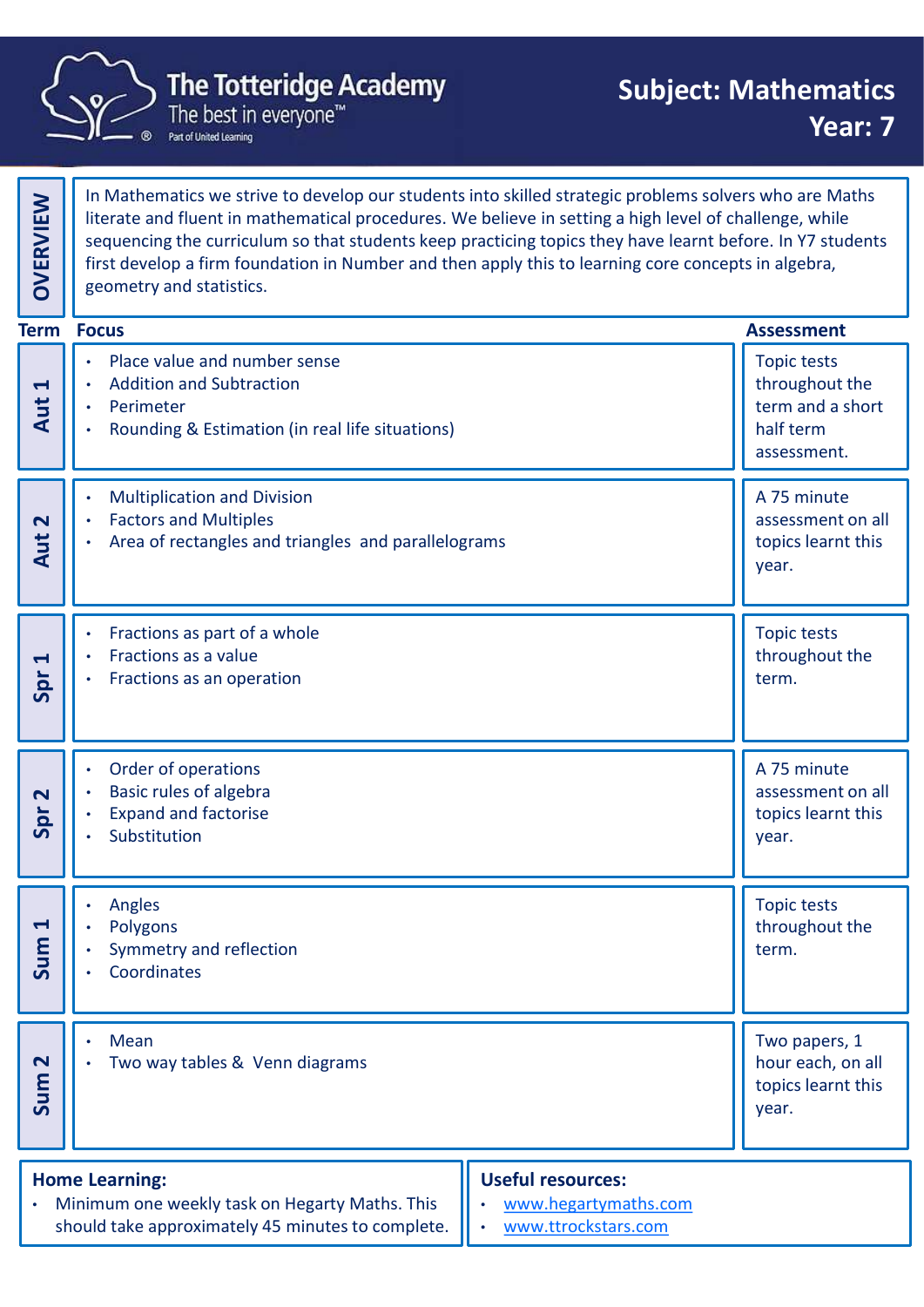# The Totteridge Academy

The best in everyone™

Part of United Learning

## Subject: Mathematics
## Year: 7

**OVERVIEW**

In Mathematics we strive to develop our students into skilled strategic problems solvers who are Maths literate and fluent in mathematical procedures. We believe in setting a high level of challenge, while sequencing the curriculum so that students keep practicing topics they have learnt before. In Y7 students first develop a firm foundation in Number and then apply this to learning core concepts in algebra, geometry and statistics.

| Term | Focus | Assessment |
| --- | --- | --- |
| Aut 1 | • Place value and number sense<br>• Addition and Subtraction<br>• Perimeter<br>• Rounding & Estimation (in real life situations) | Topic tests throughout the term and a short half term assessment. |
| Aut 2 | • Multiplication and Division<br>• Factors and Multiples<br>• Area of rectangles and triangles and parallelograms | A 75 minute assessment on all topics learnt this year. |
| Spr 1 | • Fractions as part of a whole<br>• Fractions as a value<br>• Fractions as an operation | Topic tests throughout the term. |
| Spr 2 | • Order of operations<br>• Basic rules of algebra<br>• Expand and factorise<br>• Substitution | A 75 minute assessment on all topics learnt this year. |
| Sum 1 | • Angles<br>• Polygons<br>• Symmetry and reflection<br>• Coordinates | Topic tests throughout the term. |
| Sum 2 | • Mean<br>• Two way tables & Venn diagrams | Two papers, 1 hour each, on all topics learnt this year. |

**Home Learning:**

- Minimum one weekly task on Hegarty Maths. This should take approximately 45 minutes to complete.

**Useful resources:**

- www.hegartymaths.com
- www.ttrockstars.com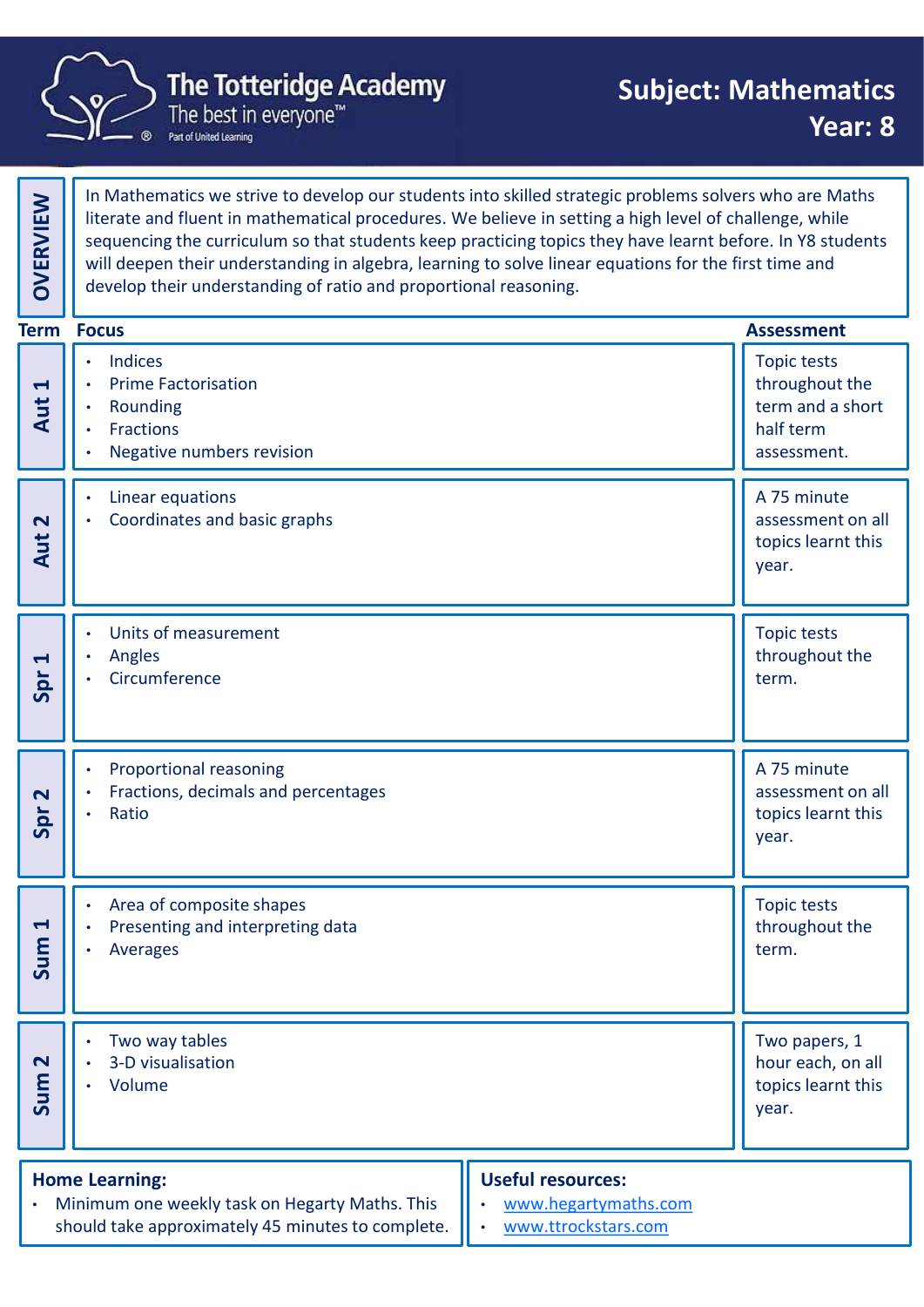# The Totteridge Academy

The best in everyone™

Part of United Learning

## Subject: Mathematics
## Year: 8

**OVERVIEW**

In Mathematics we strive to develop our students into skilled strategic problems solvers who are Maths literate and fluent in mathematical procedures. We believe in setting a high level of challenge, while sequencing the curriculum so that students keep practicing topics they have learnt before. In Y8 students will deepen their understanding in algebra, learning to solve linear equations for the first time and develop their understanding of ratio and proportional reasoning.

| Term | Focus | Assessment |
|---|---|---|
| Aut 1 | • Indices<br>• Prime Factorisation<br>• Rounding<br>• Fractions<br>• Negative numbers revision | Topic tests throughout the term and a short half term assessment. |
| Aut 2 | • Linear equations<br>• Coordinates and basic graphs | A 75 minute assessment on all topics learnt this year. |
| Spr 1 | • Units of measurement<br>• Angles<br>• Circumference | Topic tests throughout the term. |
| Spr 2 | • Proportional reasoning<br>• Fractions, decimals and percentages<br>• Ratio | A 75 minute assessment on all topics learnt this year. |
| Sum 1 | • Area of composite shapes<br>• Presenting and interpreting data<br>• Averages | Topic tests throughout the term. |
| Sum 2 | • Two way tables<br>• 3-D visualisation<br>• Volume | Two papers, 1 hour each, on all topics learnt this year. |

**Home Learning:**

- Minimum one weekly task on Hegarty Maths. This should take approximately 45 minutes to complete.

**Useful resources:**

- www.hegartymaths.com
- www.ttrockstars.com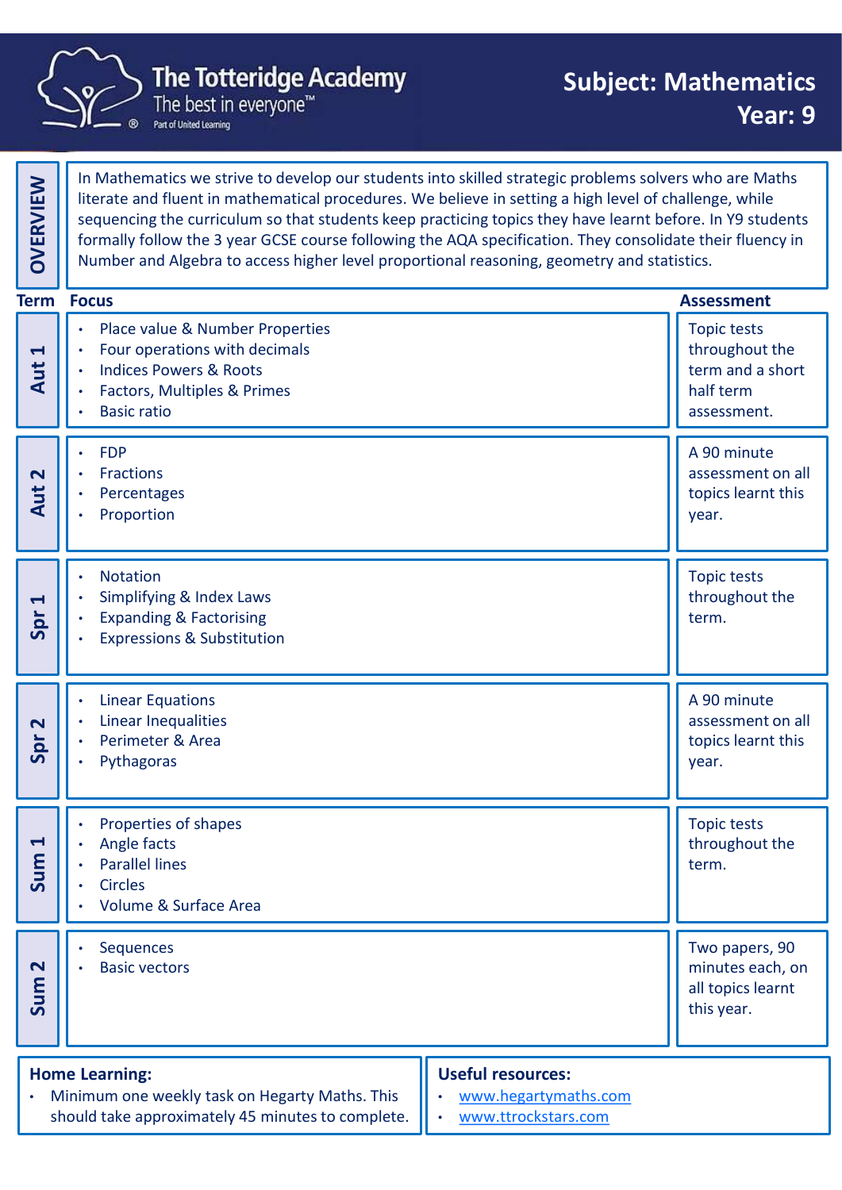# The Totteridge Academy

The best in everyone™

Part of United Learning

## Subject: Mathematics
## Year: 9

## OVERVIEW

In Mathematics we strive to develop our students into skilled strategic problems solvers who are Maths literate and fluent in mathematical procedures. We believe in setting a high level of challenge, while sequencing the curriculum so that students keep practicing topics they have learnt before. In Y9 students formally follow the 3 year GCSE course following the AQA specification. They consolidate their fluency in Number and Algebra to access higher level proportional reasoning, geometry and statistics.

| Term | Focus | Assessment |
|---|---|---|
| Aut 1 | • Place value & Number Properties<br>• Four operations with decimals<br>• Indices Powers & Roots<br>• Factors, Multiples & Primes<br>• Basic ratio | Topic tests throughout the term and a short half term assessment. |
| Aut 2 | • FDP<br>• Fractions<br>• Percentages<br>• Proportion | A 90 minute assessment on all topics learnt this year. |
| Spr 1 | • Notation<br>• Simplifying & Index Laws<br>• Expanding & Factorising<br>• Expressions & Substitution | Topic tests throughout the term. |
| Spr 2 | • Linear Equations<br>• Linear Inequalities<br>• Perimeter & Area<br>• Pythagoras | A 90 minute assessment on all topics learnt this year. |
| Sum 1 | • Properties of shapes<br>• Angle facts<br>• Parallel lines<br>• Circles<br>• Volume & Surface Area | Topic tests throughout the term. |
| Sum 2 | • Sequences<br>• Basic vectors | Two papers, 90 minutes each, on all topics learnt this year. |

**Home Learning:**

- Minimum one weekly task on Hegarty Maths. This should take approximately 45 minutes to complete.

**Useful resources:**

- www.hegartymaths.com
- www.ttrockstars.com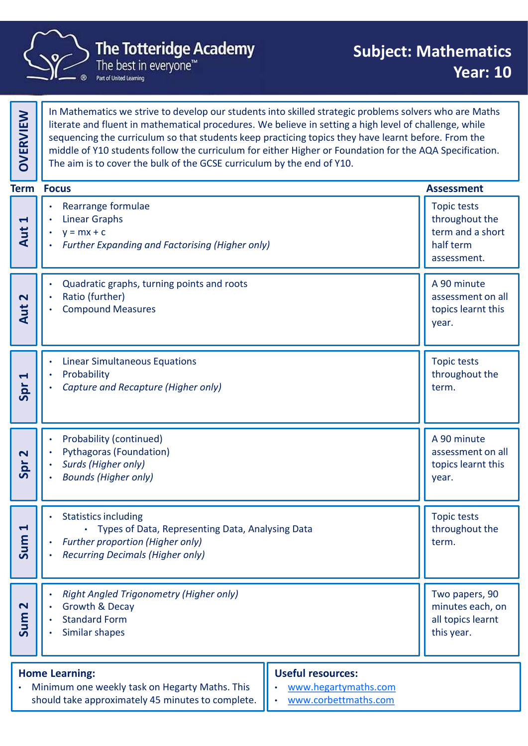# The Totteridge Academy

The best in everyone™

Part of United Learning

## Subject: Mathematics
## Year: 10

**OVERVIEW**

In Mathematics we strive to develop our students into skilled strategic problems solvers who are Maths literate and fluent in mathematical procedures. We believe in setting a high level of challenge, while sequencing the curriculum so that students keep practicing topics they have learnt before. From the middle of Y10 students follow the curriculum for either Higher or Foundation for the AQA Specification. The aim is to cover the bulk of the GCSE curriculum by the end of Y10.

| Term | Focus | Assessment |
|---|---|---|
| Aut 1 | • Rearrange formulae<br>• Linear Graphs<br>• $y = mx + c$<br>• *Further Expanding and Factorising (Higher only)* | Topic tests throughout the term and a short half term assessment. |
| Aut 2 | • Quadratic graphs, turning points and roots<br>• Ratio (further)<br>• Compound Measures | A 90 minute assessment on all topics learnt this year. |
| Spr 1 | • Linear Simultaneous Equations<br>• Probability<br>• *Capture and Recapture (Higher only)* | Topic tests throughout the term. |
| Spr 2 | • Probability (continued)<br>• Pythagoras (Foundation)<br>• *Surds (Higher only)*<br>• *Bounds (Higher only)* | A 90 minute assessment on all topics learnt this year. |
| Sum 1 | • Statistics including<br>&nbsp;&nbsp;&nbsp;&nbsp;• Types of Data, Representing Data, Analysing Data<br>• *Further proportion (Higher only)*<br>• *Recurring Decimals (Higher only)* | Topic tests throughout the term. |
| Sum 2 | • *Right Angled Trigonometry (Higher only)*<br>• Growth & Decay<br>• Standard Form<br>• Similar shapes | Two papers, 90 minutes each, on all topics learnt this year. |

**Home Learning:**

- Minimum one weekly task on Hegarty Maths. This should take approximately 45 minutes to complete.

**Useful resources:**

- www.hegartymaths.com
- www.corbettmaths.com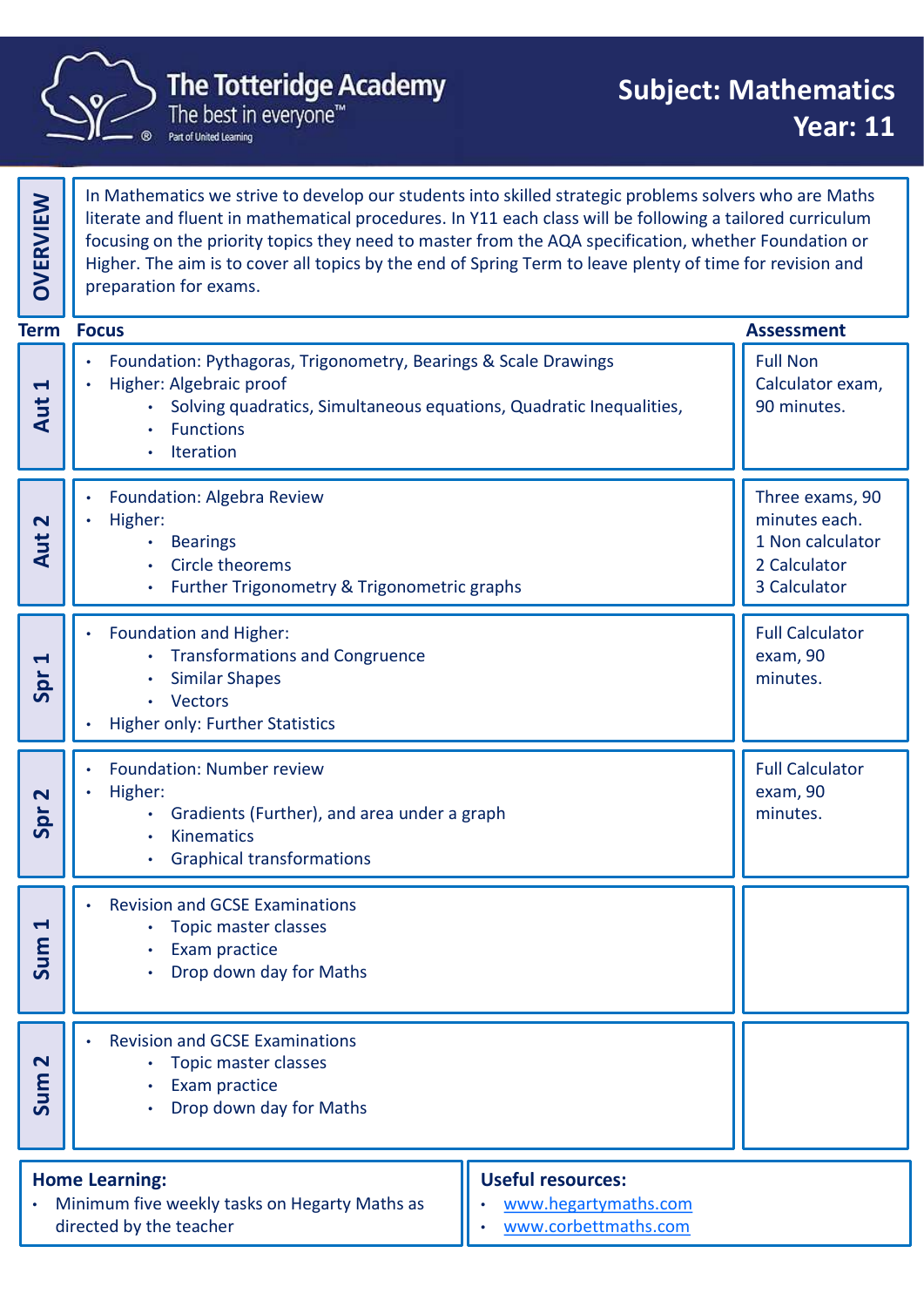# The Totteridge Academy

The best in everyone™

Part of United Learning

## Subject: Mathematics
## Year: 11

**OVERVIEW**

In Mathematics we strive to develop our students into skilled strategic problems solvers who are Maths literate and fluent in mathematical procedures. In Y11 each class will be following a tailored curriculum focusing on the priority topics they need to master from the AQA specification, whether Foundation or Higher. The aim is to cover all topics by the end of Spring Term to leave plenty of time for revision and preparation for exams.

| Term | Focus | Assessment |
|---|---|---|
| Aut 1 | • Foundation: Pythagoras, Trigonometry, Bearings & Scale Drawings<br>• Higher: Algebraic proof<br>  • Solving quadratics, Simultaneous equations, Quadratic Inequalities,<br>  • Functions<br>  • Iteration | Full Non Calculator exam, 90 minutes. |
| Aut 2 | • Foundation: Algebra Review<br>• Higher:<br>  • Bearings<br>  • Circle theorems<br>  • Further Trigonometry & Trigonometric graphs | Three exams, 90 minutes each.<br>1 Non calculator<br>2 Calculator<br>3 Calculator |
| Spr 1 | • Foundation and Higher:<br>  • Transformations and Congruence<br>  • Similar Shapes<br>  • Vectors<br>• Higher only: Further Statistics | Full Calculator exam, 90 minutes. |
| Spr 2 | • Foundation: Number review<br>• Higher:<br>  • Gradients (Further), and area under a graph<br>  • Kinematics<br>  • Graphical transformations | Full Calculator exam, 90 minutes. |
| Sum 1 | • Revision and GCSE Examinations<br>  • Topic master classes<br>  • Exam practice<br>  • Drop down day for Maths | |
| Sum 2 | • Revision and GCSE Examinations<br>  • Topic master classes<br>  • Exam practice<br>  • Drop down day for Maths | |

**Home Learning:**

- Minimum five weekly tasks on Hegarty Maths as directed by the teacher

**Useful resources:**

- www.hegartymaths.com
- www.corbettmaths.com